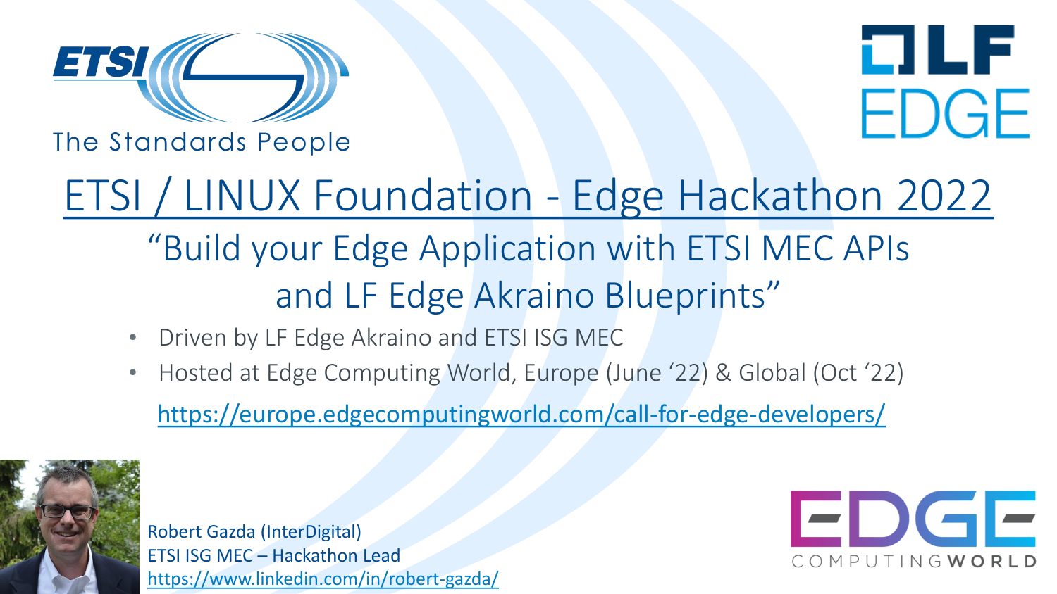ETSI

The Standards People

LF EDGE

# ETSI / LINUX Foundation - Edge Hackathon 2022

## "Build your Edge Application with ETSI MEC APIs and LF Edge Akraino Blueprints"

- Driven by LF Edge Akraino and ETSI ISG MEC
- Hosted at Edge Computing World, Europe (June '22) & Global (Oct '22)

https://europe.edgecomputingworld.com/call-for-edge-developers/

Robert Gazda (InterDigital)
ETSI ISG MEC – Hackathon Lead
https://www.linkedin.com/in/robert-gazda/

EDGE COMPUTING WORLD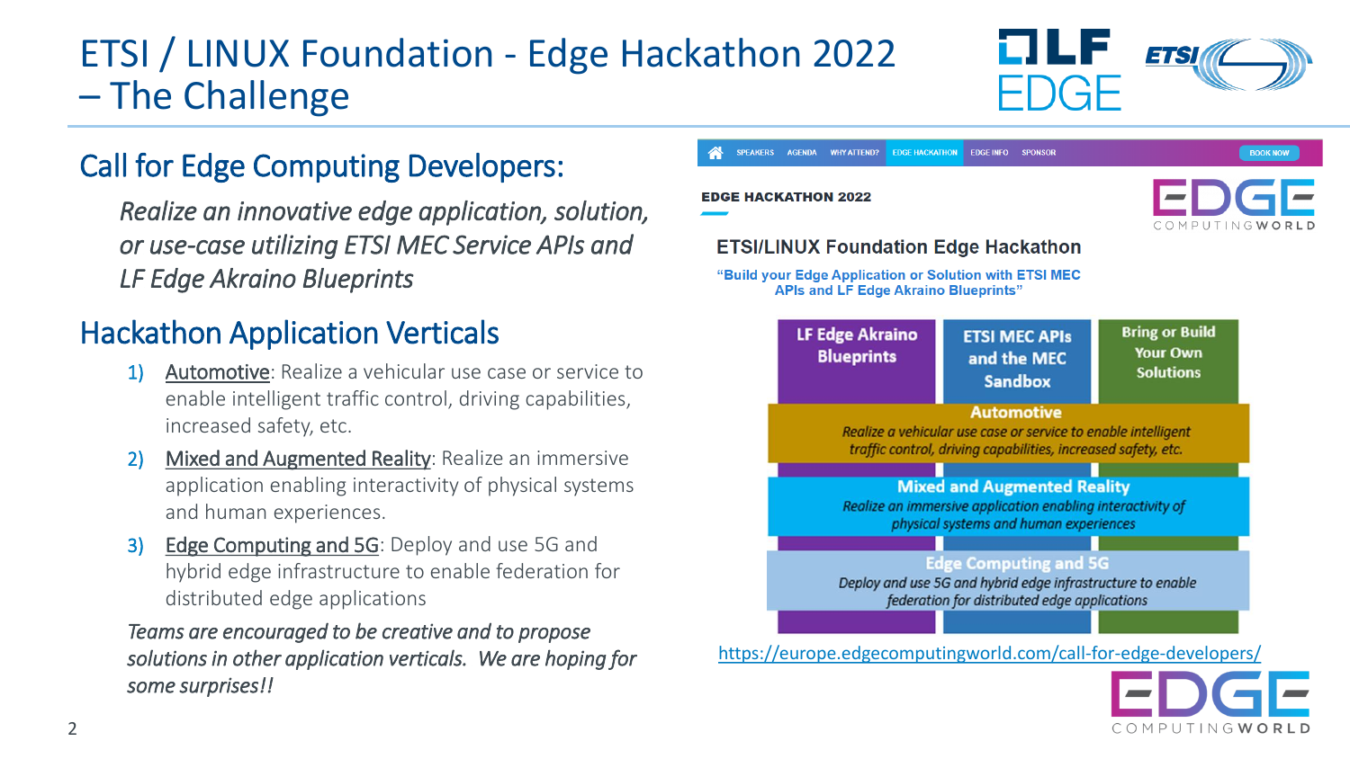# ETSI / LINUX Foundation - Edge Hackathon 2022 – The Challenge

## Call for Edge Computing Developers:

*Realize an innovative edge application, solution, or use-case utilizing ETSI MEC Service APIs and LF Edge Akraino Blueprints*

## Hackathon Application Verticals

1) Automotive: Realize a vehicular use case or service to enable intelligent traffic control, driving capabilities, increased safety, etc.
2) Mixed and Augmented Reality: Realize an immersive application enabling interactivity of physical systems and human experiences.
3) Edge Computing and 5G: Deploy and use 5G and hybrid edge infrastructure to enable federation for distributed edge applications

*Teams are encouraged to be creative and to propose solutions in other application verticals. We are hoping for some surprises!!*

SPEAKERS AGENDA WHY ATTEND? EDGE HACKATHON EDGE INFO SPONSOR BOOK NOW

**EDGE HACKATHON 2022**

### ETSI/LINUX Foundation Edge Hackathon

**"Build your Edge Application or Solution with ETSI MEC APIs and LF Edge Akraino Blueprints"**

| LF Edge Akraino Blueprints | ETSI MEC APIs and the MEC Sandbox | Bring or Build Your Own Solutions |
|---|---|---|

**Automotive**
*Realize a vehicular use case or service to enable intelligent traffic control, driving capabilities, increased safety, etc.*

**Mixed and Augmented Reality**
*Realize an immersive application enabling interactivity of physical systems and human experiences*

**Edge Computing and 5G**
*Deploy and use 5G and hybrid edge infrastructure to enable federation for distributed edge applications*

https://europe.edgecomputingworld.com/call-for-edge-developers/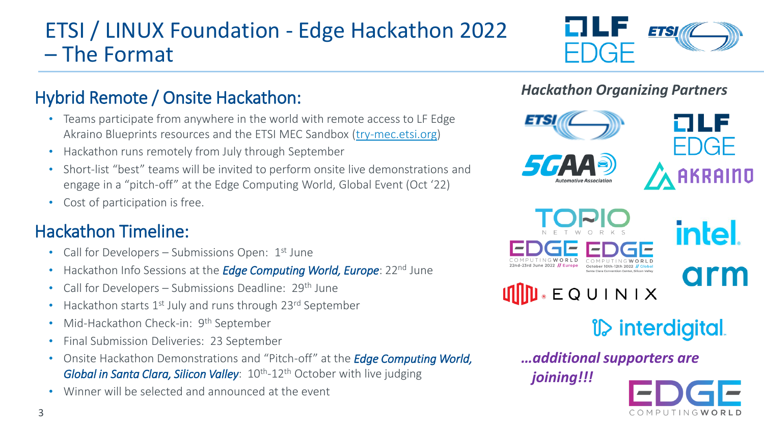# ETSI / LINUX Foundation - Edge Hackathon 2022 – The Format

## Hybrid Remote / Onsite Hackathon:

- Teams participate from anywhere in the world with remote access to LF Edge Akraino Blueprints resources and the ETSI MEC Sandbox (try-mec.etsi.org)
- Hackathon runs remotely from July through September
- Short-list "best" teams will be invited to perform onsite live demonstrations and engage in a "pitch-off" at the Edge Computing World, Global Event (Oct '22)
- Cost of participation is free.

## Hackathon Timeline:

- Call for Developers – Submissions Open: 1st June
- Hackathon Info Sessions at the ***Edge Computing World, Europe***: 22nd June
- Call for Developers – Submissions Deadline: 29th June
- Hackathon starts 1st July and runs through 23rd September
- Mid-Hackathon Check-in: 9th September
- Final Submission Deliveries: 23 September
- Onsite Hackathon Demonstrations and "Pitch-off" at the ***Edge Computing World, Global in Santa Clara, Silicon Valley***: 10th-12th October with live judging
- Winner will be selected and announced at the event

### *Hackathon Organizing Partners*

ETSI, LF EDGE, 5GAA Automotive Association, AKRAINO, TORIO NETWORKS, EDGE COMPUTING WORLD 22nd-23rd June 2022 // Europe, EDGE COMPUTING WORLD October 10th-12th 2022 // Global Santa Clara Convention Center, Silicon Valley, intel, arm, EQUINIX, interdigital

***…additional supporters are joining!!!***

EDGE COMPUTING WORLD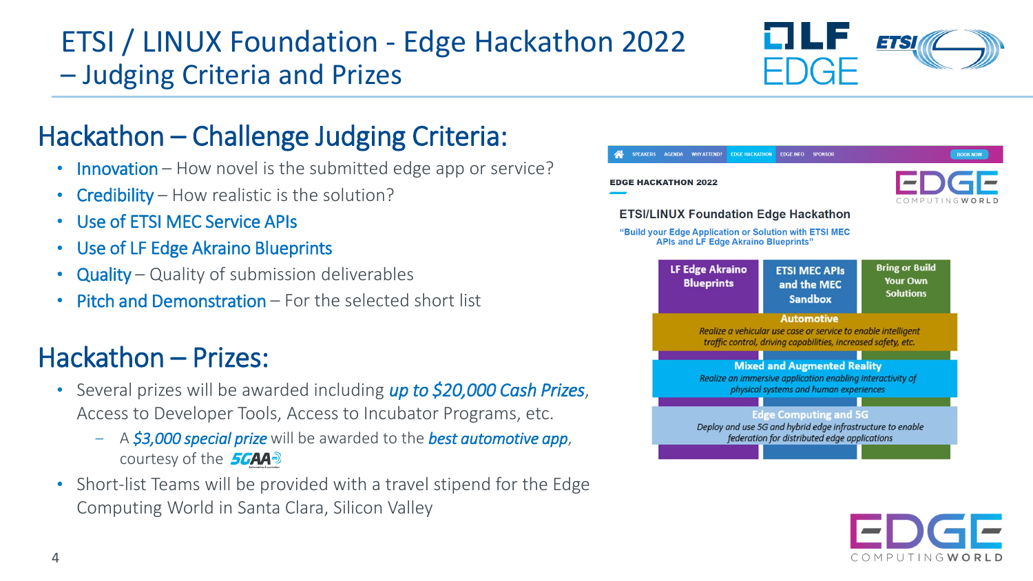# ETSI / LINUX Foundation - Edge Hackathon 2022 – Judging Criteria and Prizes

## Hackathon – Challenge Judging Criteria:

- **Innovation** – How novel is the submitted edge app or service?
- **Credibility** – How realistic is the solution?
- **Use of ETSI MEC Service APIs**
- **Use of LF Edge Akraino Blueprints**
- **Quality** – Quality of submission deliverables
- **Pitch and Demonstration** – For the selected short list

## Hackathon – Prizes:

- Several prizes will be awarded including ***up to $20,000 Cash Prizes***, Access to Developer Tools, Access to Incubator Programs, etc.
  - A ***$3,000 special prize*** will be awarded to the ***best automotive app***, courtesy of the 5GAA
- Short-list Teams will be provided with a travel stipend for the Edge Computing World in Santa Clara, Silicon Valley

EDGE HACKATHON 2022

ETSI/LINUX Foundation Edge Hackathon

"Build your Edge Application or Solution with ETSI MEC APIs and LF Edge Akraino Blueprints"

| LF Edge Akraino Blueprints | ETSI MEC APIs and the MEC Sandbox | Bring or Build Your Own Solutions |
|---|---|---|

**Automotive** – Realize a vehicular use case or service to enable intelligent traffic control, driving capabilities, increased safety, etc.

**Mixed and Augmented Reality** – Realize an immersive application enabling interactivity of physical systems and human experiences

**Edge Computing and 5G** – Deploy and use 5G and hybrid edge infrastructure to enable federation for distributed edge applications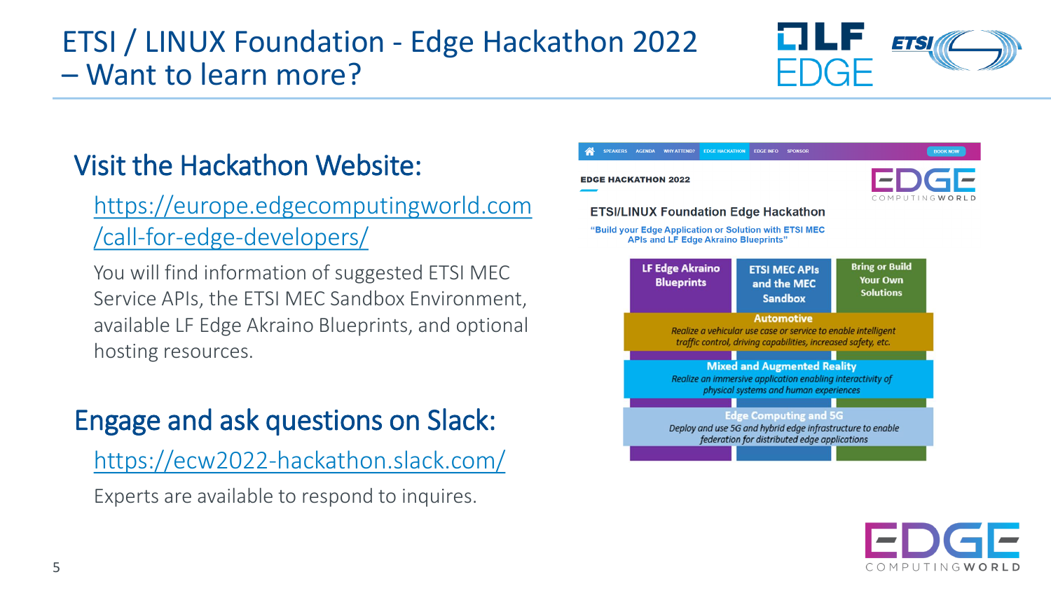# ETSI / LINUX Foundation - Edge Hackathon 2022 – Want to learn more?

## Visit the Hackathon Website:

https://europe.edgecomputingworld.com/call-for-edge-developers/

You will find information of suggested ETSI MEC Service APIs, the ETSI MEC Sandbox Environment, available LF Edge Akraino Blueprints, and optional hosting resources.

## Engage and ask questions on Slack:

https://ecw2022-hackathon.slack.com/

Experts are available to respond to inquires.

SPEAKERS AGENDA WHY ATTEND? EDGE HACKATHON EDGE INFO SPONSOR BOOK NOW

EDGE HACKATHON 2022

### ETSI/LINUX Foundation Edge Hackathon

"Build your Edge Application or Solution with ETSI MEC APIs and LF Edge Akraino Blueprints"

| LF Edge Akraino Blueprints | ETSI MEC APIs and the MEC Sandbox | Bring or Build Your Own Solutions |
|---|---|---|

**Automotive**
*Realize a vehicular use case or service to enable intelligent traffic control, driving capabilities, increased safety, etc.*

**Mixed and Augmented Reality**
*Realize an immersive application enabling interactivity of physical systems and human experiences*

**Edge Computing and 5G**
*Deploy and use 5G and hybrid edge infrastructure to enable federation for distributed edge applications*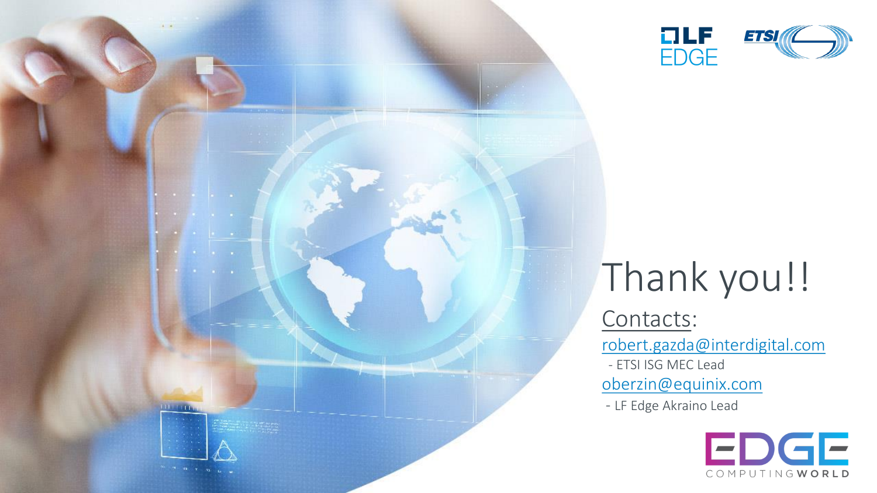# Thank you!!

Contacts:

robert.gazda@interdigital.com

- ETSI ISG MEC Lead

oberzin@equinix.com

- LF Edge Akraino Lead